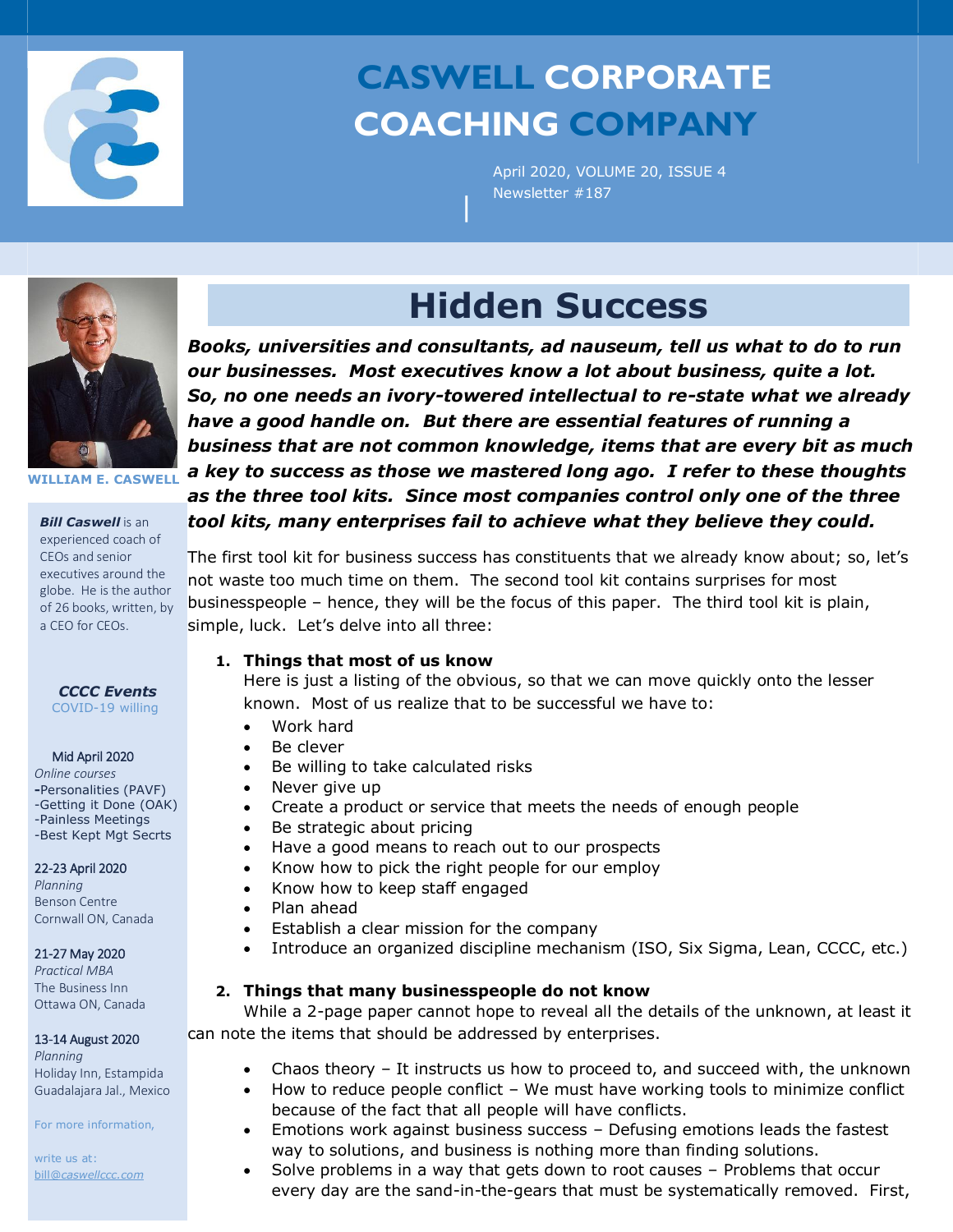# CASWELL CORPORATE COACHING COMPANY

April 2020, VOLUME 20, ISSUE 4
Newsletter #187

## Hidden Success

***Books, universities and consultants, ad nauseum, tell us what to do to run our businesses. Most executives know a lot about business, quite a lot. So, no one needs an ivory-towered intellectual to re-state what we already have a good handle on. But there are essential features of running a business that are not common knowledge, items that are every bit as much a key to success as those we mastered long ago. I refer to these thoughts as the three tool kits. Since most companies control only one of the three tool kits, many enterprises fail to achieve what they believe they could.***

The first tool kit for business success has constituents that we already know about; so, let's not waste too much time on them. The second tool kit contains surprises for most businesspeople – hence, they will be the focus of this paper. The third tool kit is plain, simple, luck. Let's delve into all three:

1. **Things that most of us know**
   Here is just a listing of the obvious, so that we can move quickly onto the lesser known. Most of us realize that to be successful we have to:
   - Work hard
   - Be clever
   - Be willing to take calculated risks
   - Never give up
   - Create a product or service that meets the needs of enough people
   - Be strategic about pricing
   - Have a good means to reach out to our prospects
   - Know how to pick the right people for our employ
   - Know how to keep staff engaged
   - Plan ahead
   - Establish a clear mission for the company
   - Introduce an organized discipline mechanism (ISO, Six Sigma, Lean, CCCC, etc.)

2. **Things that many businesspeople do not know**
   While a 2-page paper cannot hope to reveal all the details of the unknown, at least it can note the items that should be addressed by enterprises.
   - Chaos theory – It instructs us how to proceed to, and succeed with, the unknown
   - How to reduce people conflict – We must have working tools to minimize conflict because of the fact that all people will have conflicts.
   - Emotions work against business success – Defusing emotions leads the fastest way to solutions, and business is nothing more than finding solutions.
   - Solve problems in a way that gets down to root causes – Problems that occur every day are the sand-in-the-gears that must be systematically removed. First,

---

**WILLIAM E. CASWELL**

***Bill Caswell*** is an experienced coach of CEOs and senior executives around the globe. He is the author of 26 books, written, by a CEO for CEOs.

***CCCC Events***
COVID-19 willing

**Mid April 2020**
*Online courses*
-Personalities (PAVF)
-Getting it Done (OAK)
-Painless Meetings
-Best Kept Mgt Secrts

**22-23 April 2020**
*Planning*
Benson Centre
Cornwall ON, Canada

**21-27 May 2020**
*Practical MBA*
The Business Inn
Ottawa ON, Canada

**13-14 August 2020**
*Planning*
Holiday Inn, Estampida
Guadalajara Jal., Mexico

For more information,

write us at:
bill@caswellccc.com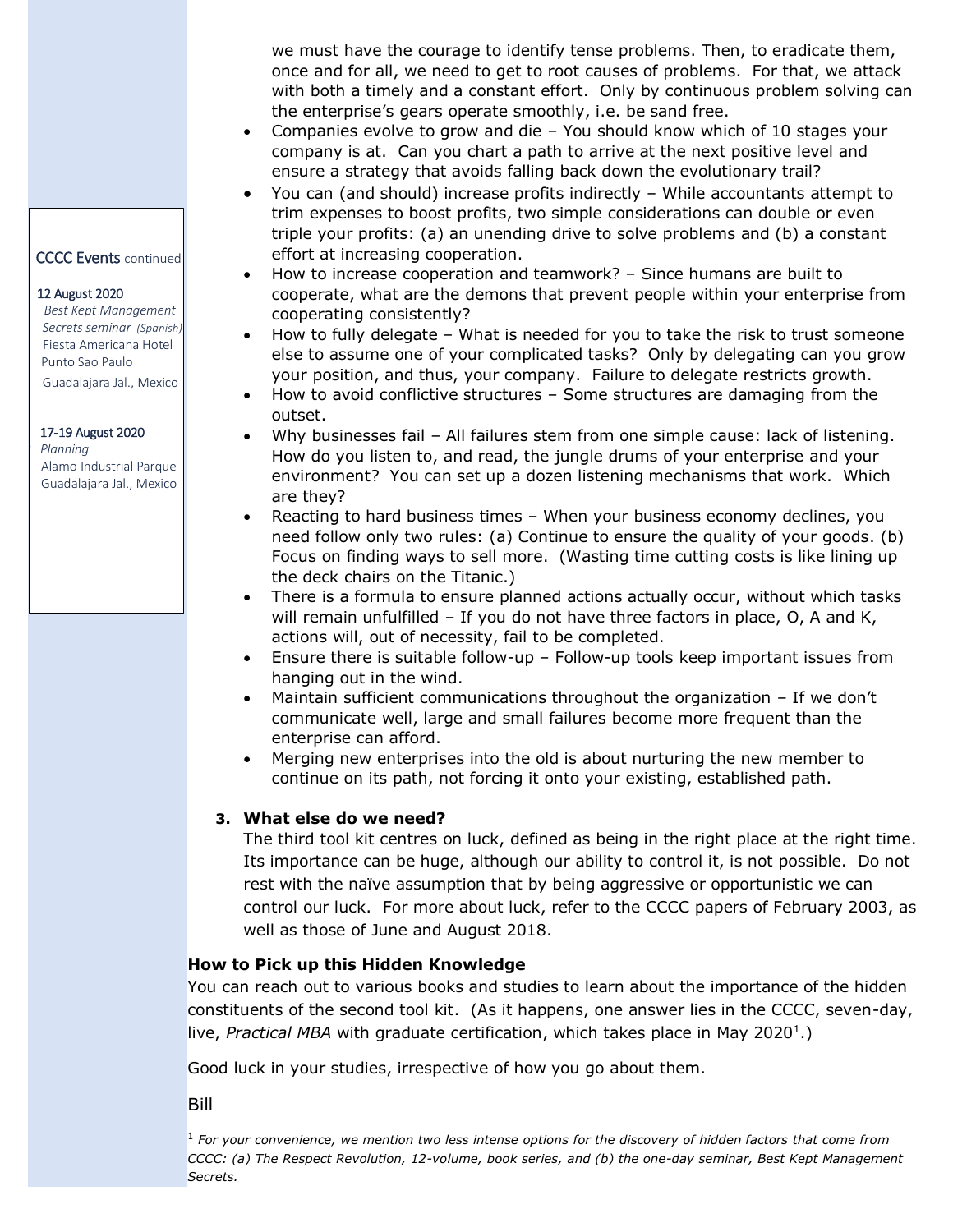we must have the courage to identify tense problems. Then, to eradicate them, once and for all, we need to get to root causes of problems. For that, we attack with both a timely and a constant effort. Only by continuous problem solving can the enterprise's gears operate smoothly, i.e. be sand free.

- Companies evolve to grow and die – You should know which of 10 stages your company is at. Can you chart a path to arrive at the next positive level and ensure a strategy that avoids falling back down the evolutionary trail?
- You can (and should) increase profits indirectly – While accountants attempt to trim expenses to boost profits, two simple considerations can double or even triple your profits: (a) an unending drive to solve problems and (b) a constant effort at increasing cooperation.
- How to increase cooperation and teamwork? – Since humans are built to cooperate, what are the demons that prevent people within your enterprise from cooperating consistently?
- How to fully delegate – What is needed for you to take the risk to trust someone else to assume one of your complicated tasks? Only by delegating can you grow your position, and thus, your company. Failure to delegate restricts growth.
- How to avoid conflictive structures – Some structures are damaging from the outset.
- Why businesses fail – All failures stem from one simple cause: lack of listening. How do you listen to, and read, the jungle drums of your enterprise and your environment? You can set up a dozen listening mechanisms that work. Which are they?
- Reacting to hard business times – When your business economy declines, you need follow only two rules: (a) Continue to ensure the quality of your goods. (b) Focus on finding ways to sell more. (Wasting time cutting costs is like lining up the deck chairs on the Titanic.)
- There is a formula to ensure planned actions actually occur, without which tasks will remain unfulfilled – If you do not have three factors in place, O, A and K, actions will, out of necessity, fail to be completed.
- Ensure there is suitable follow-up – Follow-up tools keep important issues from hanging out in the wind.
- Maintain sufficient communications throughout the organization – If we don't communicate well, large and small failures become more frequent than the enterprise can afford.
- Merging new enterprises into the old is about nurturing the new member to continue on its path, not forcing it onto your existing, established path.

3. **What else do we need?**

   The third tool kit centres on luck, defined as being in the right place at the right time. Its importance can be huge, although our ability to control it, is not possible. Do not rest with the naïve assumption that by being aggressive or opportunistic we can control our luck. For more about luck, refer to the CCCC papers of February 2003, as well as those of June and August 2018.

**How to Pick up this Hidden Knowledge**

You can reach out to various books and studies to learn about the importance of the hidden constituents of the second tool kit. (As it happens, one answer lies in the CCCC, seven-day, live, *Practical MBA* with graduate certification, which takes place in May 2020[1].)

Good luck in your studies, irrespective of how you go about them.

Bill

[1] *For your convenience, we mention two less intense options for the discovery of hidden factors that come from CCCC: (a) The Respect Revolution, 12-volume, book series, and (b) the one-day seminar, Best Kept Management Secrets.*

---

**CCCC Events** continued

**12 August 2020**
*Best Kept Management Secrets seminar (Spanish)*
Fiesta Americana Hotel
Punto Sao Paulo
Guadalajara Jal., Mexico

**17-19 August 2020**
*Planning*
Alamo Industrial Parque
Guadalajara Jal., Mexico